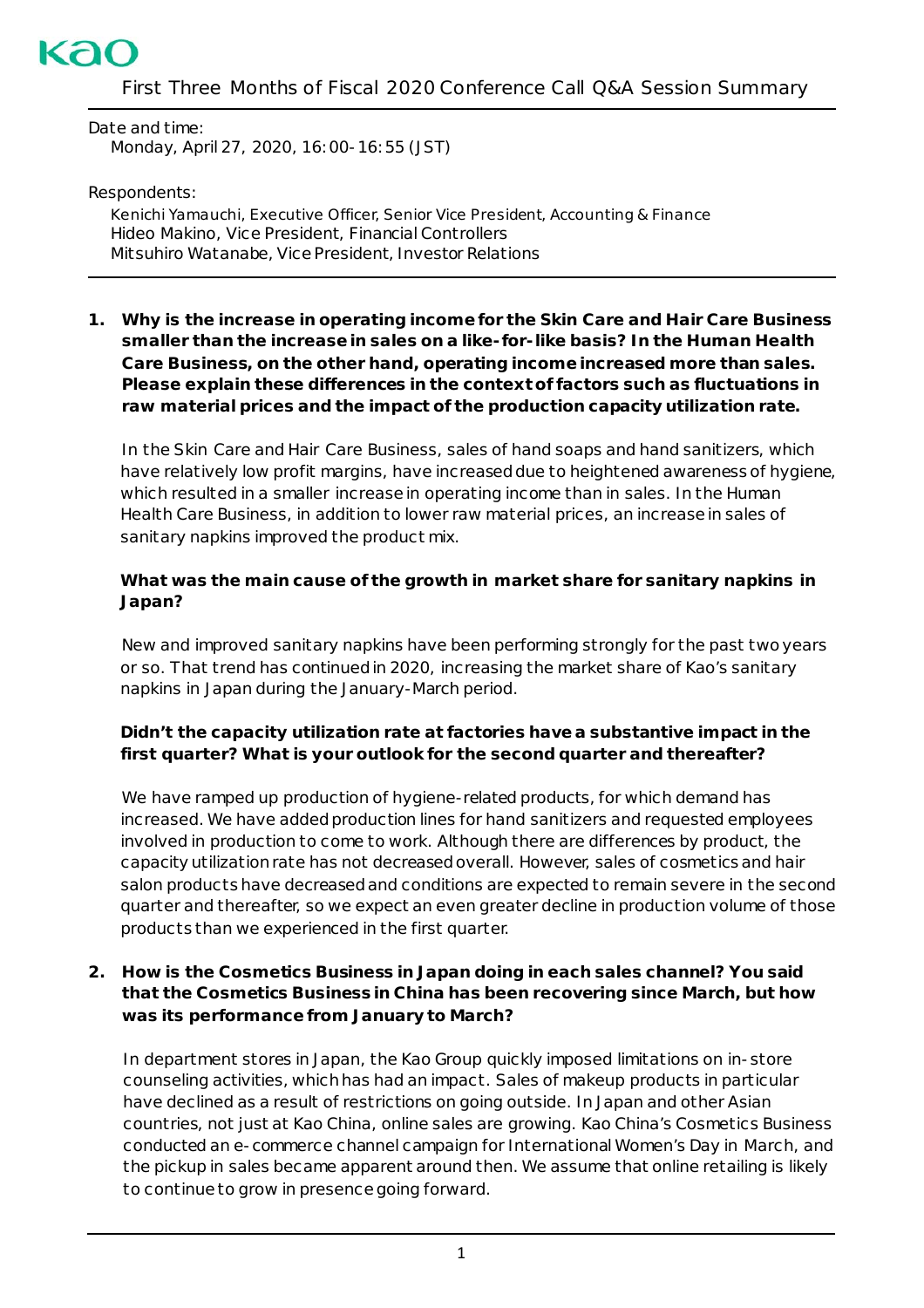Kao

# First Three Months of Fiscal 2020 Conference Call Q&A Session Summary

Date and time:
Monday, April 27, 2020, 16:00-16:55 (JST)

Respondents:
Kenichi Yamauchi, Executive Officer, Senior Vice President, Accounting & Finance
Hideo Makino, Vice President, Financial Controllers
Mitsuhiro Watanabe, Vice President, Investor Relations

---

1. **Why is the increase in operating income for the Skin Care and Hair Care Business smaller than the increase in sales on a like-for-like basis? In the Human Health Care Business, on the other hand, operating income increased more than sales. Please explain these differences in the context of factors such as fluctuations in raw material prices and the impact of the production capacity utilization rate.**

   In the Skin Care and Hair Care Business, sales of hand soaps and hand sanitizers, which have relatively low profit margins, have increased due to heightened awareness of hygiene, which resulted in a smaller increase in operating income than in sales. In the Human Health Care Business, in addition to lower raw material prices, an increase in sales of sanitary napkins improved the product mix.

   **What was the main cause of the growth in market share for sanitary napkins in Japan?**

   New and improved sanitary napkins have been performing strongly for the past two years or so. That trend has continued in 2020, increasing the market share of Kao's sanitary napkins in Japan during the January-March period.

   **Didn't the capacity utilization rate at factories have a substantive impact in the first quarter? What is your outlook for the second quarter and thereafter?**

   We have ramped up production of hygiene-related products, for which demand has increased. We have added production lines for hand sanitizers and requested employees involved in production to come to work. Although there are differences by product, the capacity utilization rate has not decreased overall. However, sales of cosmetics and hair salon products have decreased and conditions are expected to remain severe in the second quarter and thereafter, so we expect an even greater decline in production volume of those products than we experienced in the first quarter.

2. **How is the Cosmetics Business in Japan doing in each sales channel? You said that the Cosmetics Business in China has been recovering since March, but how was its performance from January to March?**

   In department stores in Japan, the Kao Group quickly imposed limitations on in-store counseling activities, which has had an impact. Sales of makeup products in particular have declined as a result of restrictions on going outside. In Japan and other Asian countries, not just at Kao China, online sales are growing. Kao China's Cosmetics Business conducted an e-commerce channel campaign for International Women's Day in March, and the pickup in sales became apparent around then. We assume that online retailing is likely to continue to grow in presence going forward.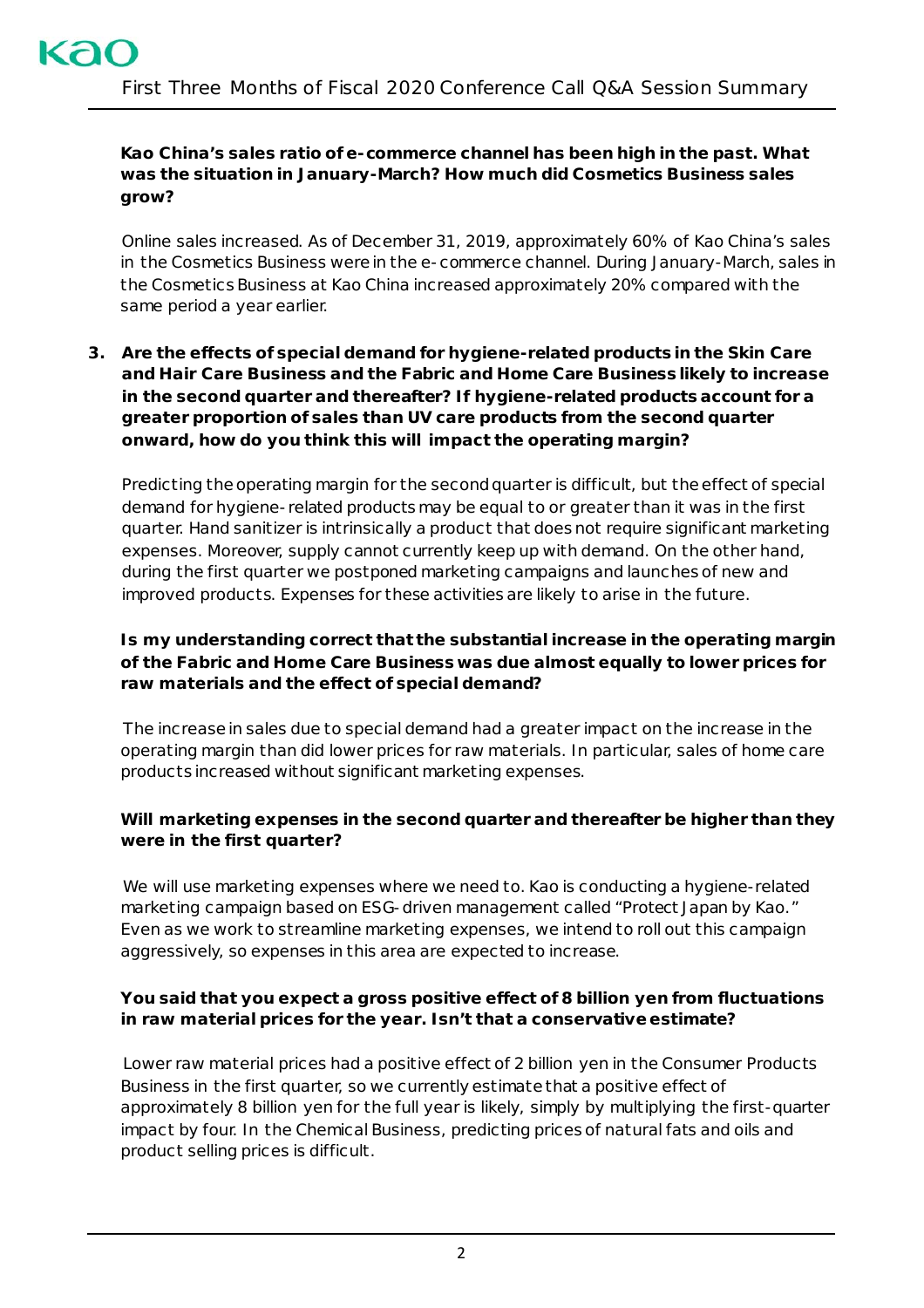**Kao China's sales ratio of e-commerce channel has been high in the past. What was the situation in January-March? How much did Cosmetics Business sales grow?**

Online sales increased. As of December 31, 2019, approximately 60% of Kao China's sales in the Cosmetics Business were in the e-commerce channel. During January-March, sales in the Cosmetics Business at Kao China increased approximately 20% compared with the same period a year earlier.

3. **Are the effects of special demand for hygiene-related products in the Skin Care and Hair Care Business and the Fabric and Home Care Business likely to increase in the second quarter and thereafter? If hygiene-related products account for a greater proportion of sales than UV care products from the second quarter onward, how do you think this will impact the operating margin?**

Predicting the operating margin for the second quarter is difficult, but the effect of special demand for hygiene-related products may be equal to or greater than it was in the first quarter. Hand sanitizer is intrinsically a product that does not require significant marketing expenses. Moreover, supply cannot currently keep up with demand. On the other hand, during the first quarter we postponed marketing campaigns and launches of new and improved products. Expenses for these activities are likely to arise in the future.

**Is my understanding correct that the substantial increase in the operating margin of the Fabric and Home Care Business was due almost equally to lower prices for raw materials and the effect of special demand?**

The increase in sales due to special demand had a greater impact on the increase in the operating margin than did lower prices for raw materials. In particular, sales of home care products increased without significant marketing expenses.

**Will marketing expenses in the second quarter and thereafter be higher than they were in the first quarter?**

We will use marketing expenses where we need to. Kao is conducting a hygiene-related marketing campaign based on ESG-driven management called "Protect Japan by Kao." Even as we work to streamline marketing expenses, we intend to roll out this campaign aggressively, so expenses in this area are expected to increase.

**You said that you expect a gross positive effect of 8 billion yen from fluctuations in raw material prices for the year. Isn't that a conservative estimate?**

Lower raw material prices had a positive effect of 2 billion yen in the Consumer Products Business in the first quarter, so we currently estimate that a positive effect of approximately 8 billion yen for the full year is likely, simply by multiplying the first-quarter impact by four. In the Chemical Business, predicting prices of natural fats and oils and product selling prices is difficult.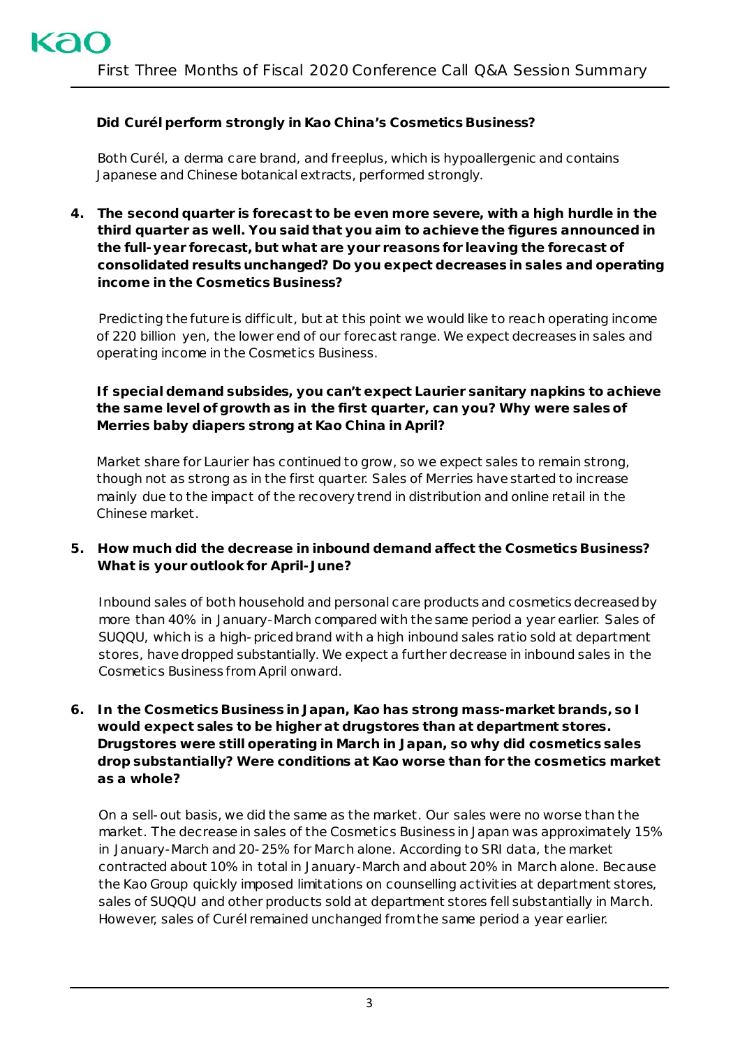**Did Curél perform strongly in Kao China's Cosmetics Business?**

Both Curél, a derma care brand, and freeplus, which is hypoallergenic and contains Japanese and Chinese botanical extracts, performed strongly.

4. **The second quarter is forecast to be even more severe, with a high hurdle in the third quarter as well. You said that you aim to achieve the figures announced in the full-year forecast, but what are your reasons for leaving the forecast of consolidated results unchanged? Do you expect decreases in sales and operating income in the Cosmetics Business?**

   Predicting the future is difficult, but at this point we would like to reach operating income of 220 billion yen, the lower end of our forecast range. We expect decreases in sales and operating income in the Cosmetics Business.

   **If special demand subsides, you can't expect Laurier sanitary napkins to achieve the same level of growth as in the first quarter, can you? Why were sales of Merries baby diapers strong at Kao China in April?**

   Market share for Laurier has continued to grow, so we expect sales to remain strong, though not as strong as in the first quarter. Sales of Merries have started to increase mainly due to the impact of the recovery trend in distribution and online retail in the Chinese market.

5. **How much did the decrease in inbound demand affect the Cosmetics Business? What is your outlook for April-June?**

   Inbound sales of both household and personal care products and cosmetics decreased by more than 40% in January-March compared with the same period a year earlier. Sales of SUQQU, which is a high-priced brand with a high inbound sales ratio sold at department stores, have dropped substantially. We expect a further decrease in inbound sales in the Cosmetics Business from April onward.

6. **In the Cosmetics Business in Japan, Kao has strong mass-market brands, so I would expect sales to be higher at drugstores than at department stores. Drugstores were still operating in March in Japan, so why did cosmetics sales drop substantially? Were conditions at Kao worse than for the cosmetics market as a whole?**

   On a sell-out basis, we did the same as the market. Our sales were no worse than the market. The decrease in sales of the Cosmetics Business in Japan was approximately 15% in January-March and 20-25% for March alone. According to SRI data, the market contracted about 10% in total in January-March and about 20% in March alone. Because the Kao Group quickly imposed limitations on counselling activities at department stores, sales of SUQQU and other products sold at department stores fell substantially in March. However, sales of Curél remained unchanged from the same period a year earlier.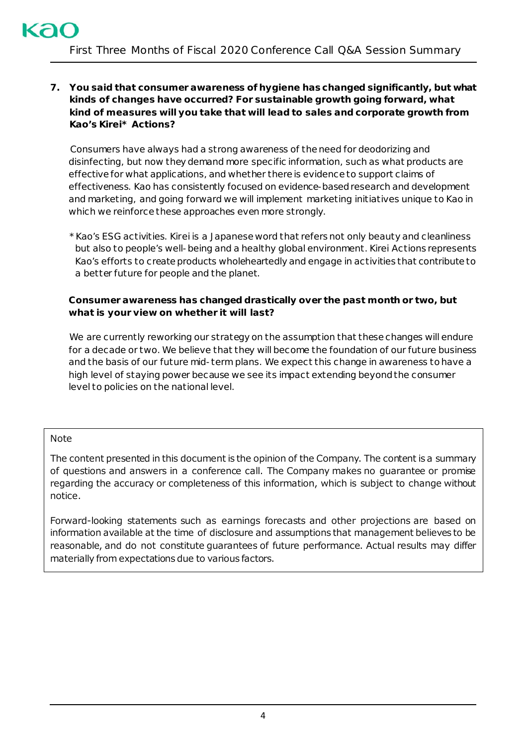**7. You said that consumer awareness of hygiene has changed significantly, but what kinds of changes have occurred? For sustainable growth going forward, what kind of measures will you take that will lead to sales and corporate growth from Kao's Kirei* Actions?**

Consumers have always had a strong awareness of the need for deodorizing and disinfecting, but now they demand more specific information, such as what products are effective for what applications, and whether there is evidence to support claims of effectiveness. Kao has consistently focused on evidence-based research and development and marketing, and going forward we will implement marketing initiatives unique to Kao in which we reinforce these approaches even more strongly.

\* Kao's ESG activities. Kirei is a Japanese word that refers not only beauty and cleanliness but also to people's well-being and a healthy global environment. Kirei Actions represents Kao's efforts to create products wholeheartedly and engage in activities that contribute to a better future for people and the planet.

**Consumer awareness has changed drastically over the past month or two, but what is your view on whether it will last?**

We are currently reworking our strategy on the assumption that these changes will endure for a decade or two. We believe that they will become the foundation of our future business and the basis of our future mid-term plans. We expect this change in awareness to have a high level of staying power because we see its impact extending beyond the consumer level to policies on the national level.

Note

The content presented in this document is the opinion of the Company. The content is a summary of questions and answers in a conference call. The Company makes no guarantee or promise regarding the accuracy or completeness of this information, which is subject to change without notice.

Forward-looking statements such as earnings forecasts and other projections are based on information available at the time of disclosure and assumptions that management believes to be reasonable, and do not constitute guarantees of future performance. Actual results may differ materially from expectations due to various factors.